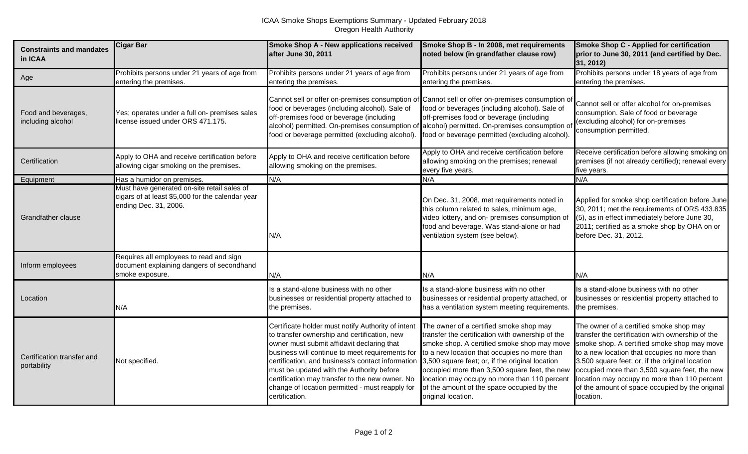# ICAA Smoke Shops Exemptions Summary - Updated February 2018

## Oregon Health Authority

| Constraints and mandates in ICAA | Cigar Bar | Smoke Shop A - New applications received after June 30, 2011 | Smoke Shop B - In 2008, met requirements noted below (in grandfather clause row) | Smoke Shop C - Applied for certification prior to June 30, 2011 (and certified by Dec. 31, 2012) |
|---|---|---|---|---|
| Age | Prohibits persons under 21 years of age from entering the premises. | Prohibits persons under 21 years of age from entering the premises. | Prohibits persons under 21 years of age from entering the premises. | Prohibits persons under 18 years of age from entering the premises. |
| Food and beverages, including alcohol | Yes; operates under a full on- premises sales license issued under ORS 471.175. | Cannot sell or offer on-premises consumption of food or beverages (including alcohol). Sale of off-premises food or beverage (including alcohol) permitted. On-premises consumption of food or beverage permitted (excluding alcohol). | Cannot sell or offer on-premises consumption of food or beverages (including alcohol). Sale of off-premises food or beverage (including alcohol) permitted. On-premises consumption of food or beverage permitted (excluding alcohol). | Cannot sell or offer alcohol for on-premises consumption. Sale of food or beverage (excluding alcohol) for on-premises consumption permitted. |
| Certification | Apply to OHA and receive certification before allowing cigar smoking on the premises. | Apply to OHA and receive certification before allowing smoking on the premises. | Apply to OHA and receive certification before allowing smoking on the premises; renewal every five years. | Receive certification before allowing smoking on premises (if not already certified); renewal every five years. |
| Equipment | Has a humidor on premises. | N/A | N/A | N/A |
| Grandfather clause | Must have generated on-site retail sales of cigars of at least $5,000 for the calendar year ending Dec. 31, 2006. | N/A | On Dec. 31, 2008, met requirements noted in this column related to sales, minimum age, video lottery, and on- premises consumption of food and beverage. Was stand-alone or had ventilation system (see below). | Applied for smoke shop certification before June 30, 2011; met the requirements of ORS 433.835 (5), as in effect immediately before June 30, 2011; certified as a smoke shop by OHA on or before Dec. 31, 2012. |
| Inform employees | Requires all employees to read and sign document explaining dangers of secondhand smoke exposure. | N/A | N/A | N/A |
| Location | N/A | Is a stand-alone business with no other businesses or residential property attached to the premises. | Is a stand-alone business with no other businesses or residential property attached, or has a ventilation system meeting requirements. | Is a stand-alone business with no other businesses or residential property attached to the premises. |
| Certification transfer and portability | Not specified. | Certificate holder must notify Authority of intent to transfer ownership and certification, new owner must submit affidavit declaring that business will continue to meet requirements for certification, and business's contact information must be updated with the Authority before certification may transfer to the new owner. No change of location permitted - must reapply for certification. | The owner of a certified smoke shop may transfer the certification with ownership of the smoke shop. A certified smoke shop may move to a new location that occupies no more than 3,500 square feet; or, if the original location occupied more than 3,500 square feet, the new location may occupy no more than 110 percent of the amount of the space occupied by the original location. | The owner of a certified smoke shop may transfer the certification with ownership of the smoke shop. A certified smoke shop may move to a new location that occupies no more than 3.500 square feet; or, if the original location occupied more than 3,500 square feet, the new location may occupy no more than 110 percent of the amount of space occupied by the original location. |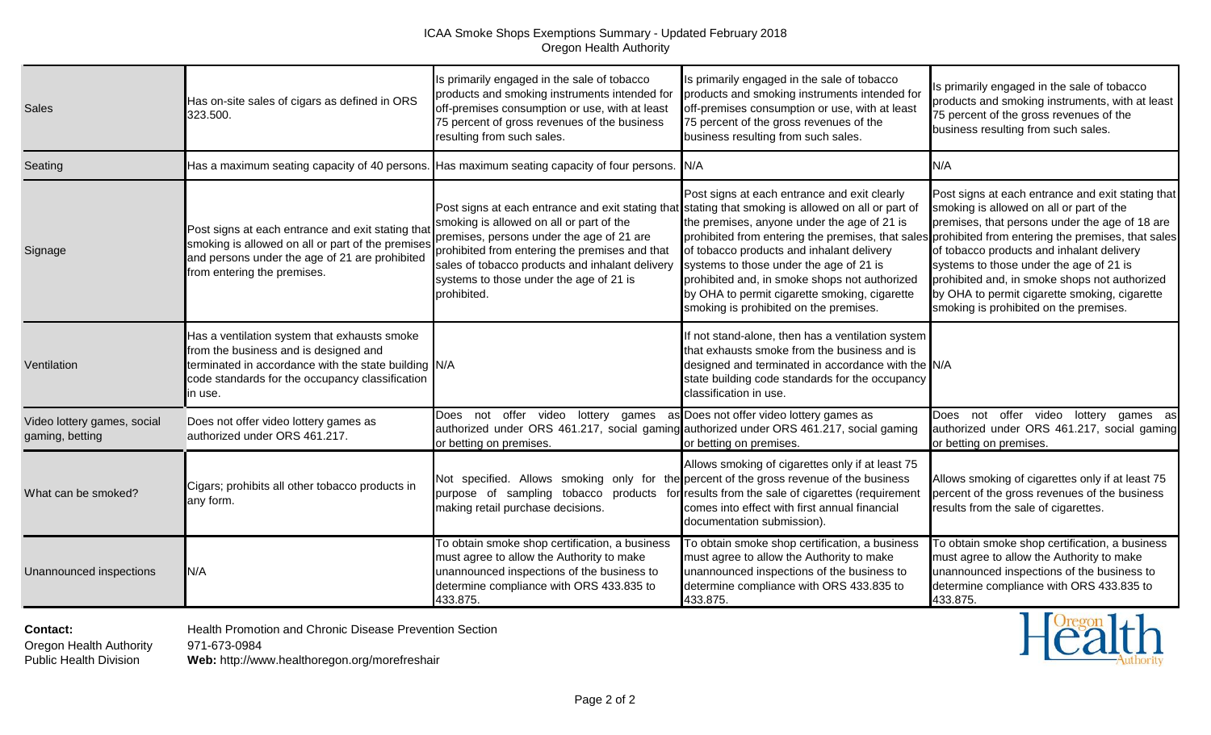ICAA Smoke Shops Exemptions Summary - Updated February 2018
Oregon Health Authority

| | | | | |
|---|---|---|---|---|
| Sales | Has on-site sales of cigars as defined in ORS 323.500. | Is primarily engaged in the sale of tobacco products and smoking instruments intended for off-premises consumption or use, with at least 75 percent of gross revenues of the business resulting from such sales. | Is primarily engaged in the sale of tobacco products and smoking instruments intended for off-premises consumption or use, with at least 75 percent of the gross revenues of the business resulting from such sales. | Is primarily engaged in the sale of tobacco products and smoking instruments, with at least 75 percent of the gross revenues of the business resulting from such sales. |
| Seating | Has a maximum seating capacity of 40 persons. | Has maximum seating capacity of four persons. | N/A | N/A |
| Signage | Post signs at each entrance and exit stating that smoking is allowed on all or part of the premises and persons under the age of 21 are prohibited from entering the premises. | Post signs at each entrance and exit stating that smoking is allowed on all or part of the premises, persons under the age of 21 are prohibited from entering the premises and that sales of tobacco products and inhalant delivery systems to those under the age of 21 is prohibited. | Post signs at each entrance and exit clearly stating that smoking is allowed on all or part of the premises, anyone under the age of 21 is prohibited from entering the premises, that sales of tobacco products and inhalant delivery systems to those under the age of 21 is prohibited and, in smoke shops not authorized by OHA to permit cigarette smoking, cigarette smoking is prohibited on the premises. | Post signs at each entrance and exit stating that smoking is allowed on all or part of the premises, that persons under the age of 18 are prohibited from entering the premises, that sales of tobacco products and inhalant delivery systems to those under the age of 21 is prohibited and, in smoke shops not authorized by OHA to permit cigarette smoking, cigarette smoking is prohibited on the premises. |
| Ventilation | Has a ventilation system that exhausts smoke from the business and is designed and terminated in accordance with the state building code standards for the occupancy classification in use. | N/A | If not stand-alone, then has a ventilation system that exhausts smoke from the business and is designed and terminated in accordance with the state building code standards for the occupancy classification in use. | N/A |
| Video lottery games, social gaming, betting | Does not offer video lottery games as authorized under ORS 461.217. | Does not offer video lottery games as authorized under ORS 461.217, social gaming or betting on premises. | Does not offer video lottery games as authorized under ORS 461.217, social gaming or betting on premises. | Does not offer video lottery games as authorized under ORS 461.217, social gaming or betting on premises. |
| What can be smoked? | Cigars; prohibits all other tobacco products in any form. | Not specified. Allows smoking only for the purpose of sampling tobacco products for making retail purchase decisions. | Allows smoking of cigarettes only if at least 75 percent of the gross revenue of the business results from the sale of cigarettes (requirement comes into effect with first annual financial documentation submission). | Allows smoking of cigarettes only if at least 75 percent of the gross revenues of the business results from the sale of cigarettes. |
| Unannounced inspections | N/A | To obtain smoke shop certification, a business must agree to allow the Authority to make unannounced inspections of the business to determine compliance with ORS 433.835 to 433.875. | To obtain smoke shop certification, a business must agree to allow the Authority to make unannounced inspections of the business to determine compliance with ORS 433.835 to 433.875. | To obtain smoke shop certification, a business must agree to allow the Authority to make unannounced inspections of the business to determine compliance with ORS 433.835 to 433.875. |

**Contact:** Health Promotion and Chronic Disease Prevention Section
Oregon Health Authority 971-673-0984
Public Health Division **Web:** http://www.healthoregon.org/morefreshair

Oregon Health Authority